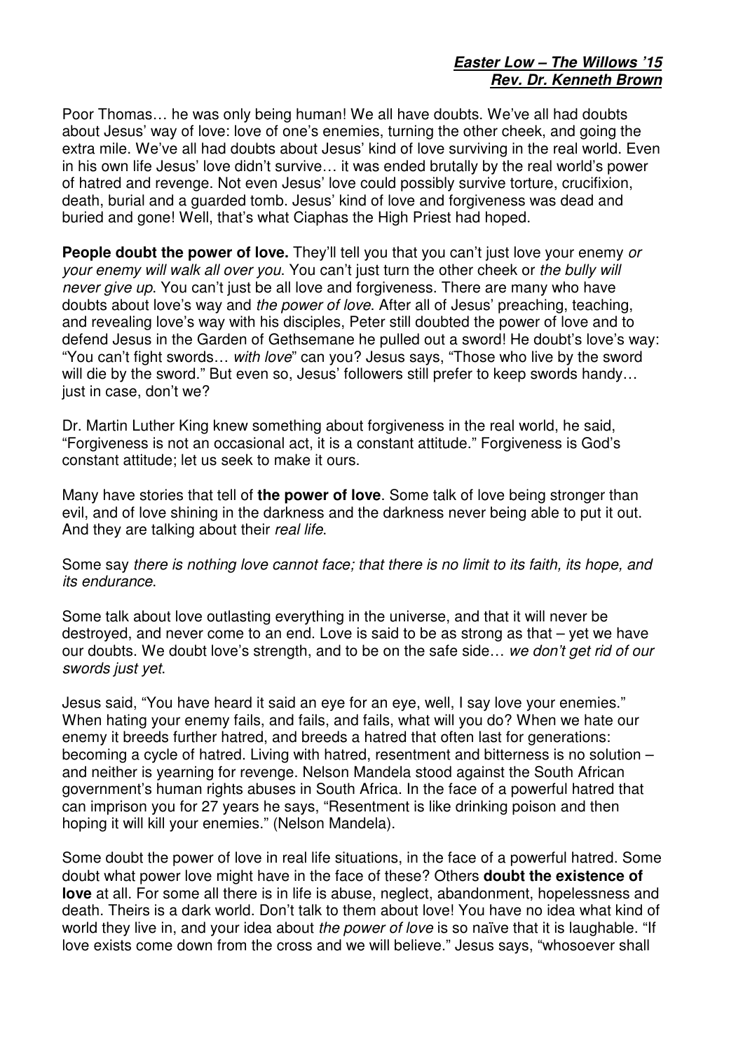**_Easter Low – The Willows '15_**
**_Rev. Dr. Kenneth Brown_**

Poor Thomas… he was only being human! We all have doubts. We've all had doubts about Jesus' way of love: love of one's enemies, turning the other cheek, and going the extra mile. We've all had doubts about Jesus' kind of love surviving in the real world. Even in his own life Jesus' love didn't survive… it was ended brutally by the real world's power of hatred and revenge. Not even Jesus' love could possibly survive torture, crucifixion, death, burial and a guarded tomb. Jesus' kind of love and forgiveness was dead and buried and gone! Well, that's what Ciaphas the High Priest had hoped.

**People doubt the power of love.** They'll tell you that you can't just love your enemy *or your enemy will walk all over you*. You can't just turn the other cheek or *the bully will never give up*. You can't just be all love and forgiveness. There are many who have doubts about love's way and *the power of love.* After all of Jesus' preaching, teaching, and revealing love's way with his disciples, Peter still doubted the power of love and to defend Jesus in the Garden of Gethsemane he pulled out a sword! He doubt's love's way: "You can't fight swords… *with love*" can you? Jesus says, "Those who live by the sword will die by the sword." But even so, Jesus' followers still prefer to keep swords handy… just in case, don't we?

Dr. Martin Luther King knew something about forgiveness in the real world, he said, "Forgiveness is not an occasional act, it is a constant attitude." Forgiveness is God's constant attitude; let us seek to make it ours.

Many have stories that tell of **the power of love**. Some talk of love being stronger than evil, and of love shining in the darkness and the darkness never being able to put it out. And they are talking about their *real life*.

Some say *there is nothing love cannot face; that there is no limit to its faith, its hope, and its endurance*.

Some talk about love outlasting everything in the universe, and that it will never be destroyed, and never come to an end. Love is said to be as strong as that – yet we have our doubts. We doubt love's strength, and to be on the safe side… *we don't get rid of our swords just yet*.

Jesus said, "You have heard it said an eye for an eye, well, I say love your enemies." When hating your enemy fails, and fails, and fails, what will you do? When we hate our enemy it breeds further hatred, and breeds a hatred that often last for generations: becoming a cycle of hatred. Living with hatred, resentment and bitterness is no solution – and neither is yearning for revenge. Nelson Mandela stood against the South African government's human rights abuses in South Africa. In the face of a powerful hatred that can imprison you for 27 years he says, "Resentment is like drinking poison and then hoping it will kill your enemies." (Nelson Mandela).

Some doubt the power of love in real life situations, in the face of a powerful hatred. Some doubt what power love might have in the face of these? Others **doubt the existence of love** at all. For some all there is in life is abuse, neglect, abandonment, hopelessness and death. Theirs is a dark world. Don't talk to them about love! You have no idea what kind of world they live in, and your idea about *the power of love* is so naïve that it is laughable. "If love exists come down from the cross and we will believe." Jesus says, "whosoever shall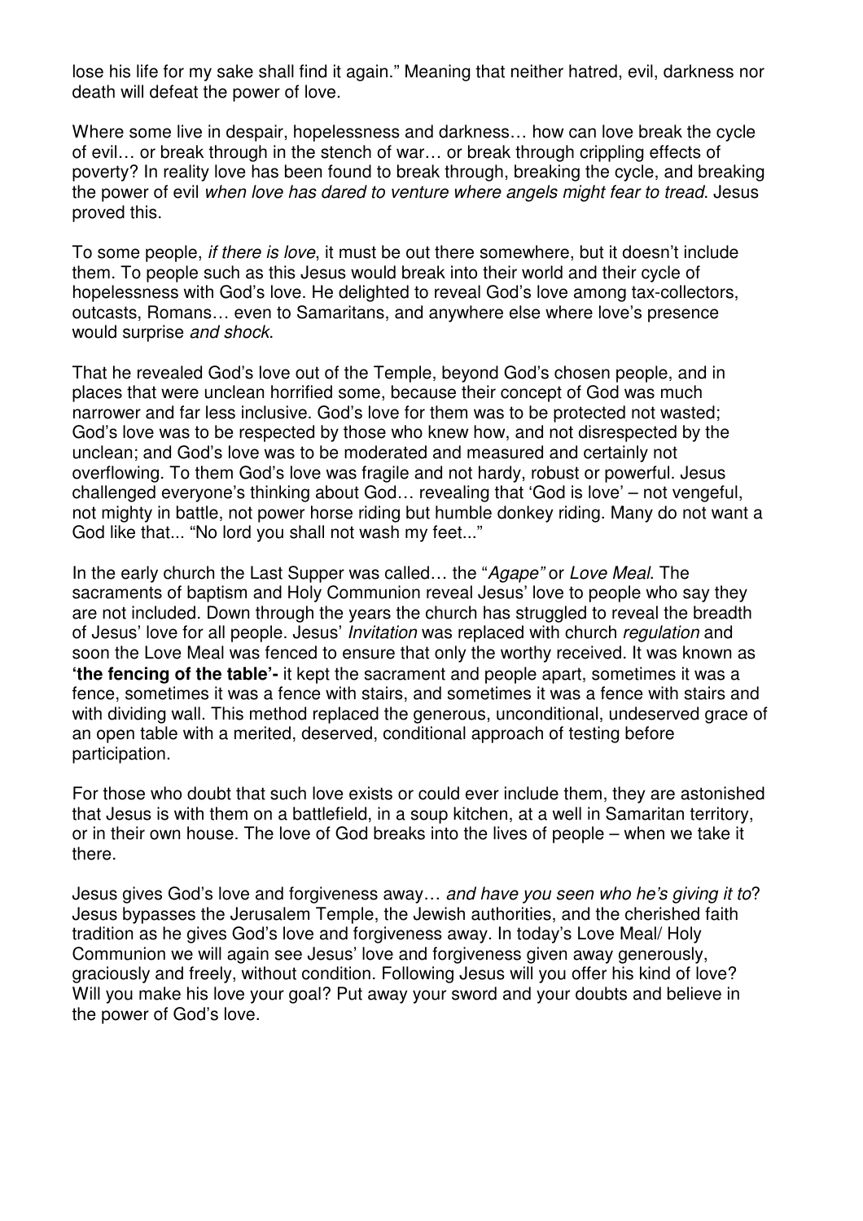lose his life for my sake shall find it again." Meaning that neither hatred, evil, darkness nor death will defeat the power of love.

Where some live in despair, hopelessness and darkness… how can love break the cycle of evil… or break through in the stench of war… or break through crippling effects of poverty? In reality love has been found to break through, breaking the cycle, and breaking the power of evil *when love has dared to venture where angels might fear to tread*. Jesus proved this.

To some people, *if there is love*, it must be out there somewhere, but it doesn't include them. To people such as this Jesus would break into their world and their cycle of hopelessness with God's love. He delighted to reveal God's love among tax-collectors, outcasts, Romans… even to Samaritans, and anywhere else where love's presence would surprise *and shock*.

That he revealed God's love out of the Temple, beyond God's chosen people, and in places that were unclean horrified some, because their concept of God was much narrower and far less inclusive. God's love for them was to be protected not wasted; God's love was to be respected by those who knew how, and not disrespected by the unclean; and God's love was to be moderated and measured and certainly not overflowing. To them God's love was fragile and not hardy, robust or powerful. Jesus challenged everyone's thinking about God… revealing that 'God is love' – not vengeful, not mighty in battle, not power horse riding but humble donkey riding. Many do not want a God like that... "No lord you shall not wash my feet..."

In the early church the Last Supper was called… the "*Agape"* or *Love Meal*. The sacraments of baptism and Holy Communion reveal Jesus' love to people who say they are not included. Down through the years the church has struggled to reveal the breadth of Jesus' love for all people. Jesus' *Invitation* was replaced with church *regulation* and soon the Love Meal was fenced to ensure that only the worthy received. It was known as **'the fencing of the table'-** it kept the sacrament and people apart, sometimes it was a fence, sometimes it was a fence with stairs, and sometimes it was a fence with stairs and with dividing wall. This method replaced the generous, unconditional, undeserved grace of an open table with a merited, deserved, conditional approach of testing before participation.

For those who doubt that such love exists or could ever include them, they are astonished that Jesus is with them on a battlefield, in a soup kitchen, at a well in Samaritan territory, or in their own house. The love of God breaks into the lives of people – when we take it there.

Jesus gives God's love and forgiveness away… *and have you seen who he's giving it to*? Jesus bypasses the Jerusalem Temple, the Jewish authorities, and the cherished faith tradition as he gives God's love and forgiveness away. In today's Love Meal/ Holy Communion we will again see Jesus' love and forgiveness given away generously, graciously and freely, without condition. Following Jesus will you offer his kind of love? Will you make his love your goal? Put away your sword and your doubts and believe in the power of God's love.